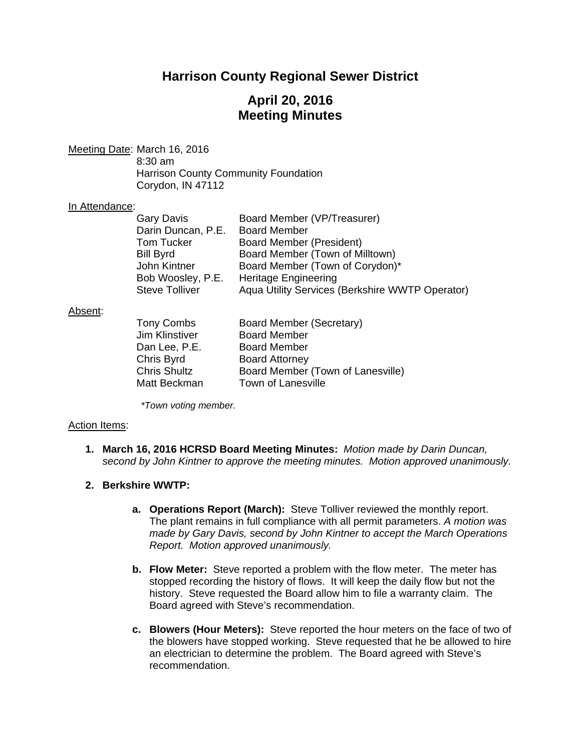# Harrison County Regional Sewer District

## April 20, 2016
## Meeting Minutes

Meeting Date: March 16, 2016
8:30 am
Harrison County Community Foundation
Corydon, IN 47112

In Attendance:

| | |
|---|---|
| Gary Davis | Board Member (VP/Treasurer) |
| Darin Duncan, P.E. | Board Member |
| Tom Tucker | Board Member (President) |
| Bill Byrd | Board Member (Town of Milltown) |
| John Kintner | Board Member (Town of Corydon)* |
| Bob Woosley, P.E. | Heritage Engineering |
| Steve Tolliver | Aqua Utility Services (Berkshire WWTP Operator) |

Absent:

| | |
|---|---|
| Tony Combs | Board Member (Secretary) |
| Jim Klinstiver | Board Member |
| Dan Lee, P.E. | Board Member |
| Chris Byrd | Board Attorney |
| Chris Shultz | Board Member (Town of Lanesville) |
| Matt Beckman | Town of Lanesville |

*\*Town voting member.*

Action Items:

1. **March 16, 2016 HCRSD Board Meeting Minutes:** *Motion made by Darin Duncan, second by John Kintner to approve the meeting minutes. Motion approved unanimously.*

2. **Berkshire WWTP:**

   a. **Operations Report (March):** Steve Tolliver reviewed the monthly report. The plant remains in full compliance with all permit parameters. *A motion was made by Gary Davis, second by John Kintner to accept the March Operations Report. Motion approved unanimously.*

   b. **Flow Meter:** Steve reported a problem with the flow meter. The meter has stopped recording the history of flows. It will keep the daily flow but not the history. Steve requested the Board allow him to file a warranty claim. The Board agreed with Steve's recommendation.

   c. **Blowers (Hour Meters):** Steve reported the hour meters on the face of two of the blowers have stopped working. Steve requested that he be allowed to hire an electrician to determine the problem. The Board agreed with Steve's recommendation.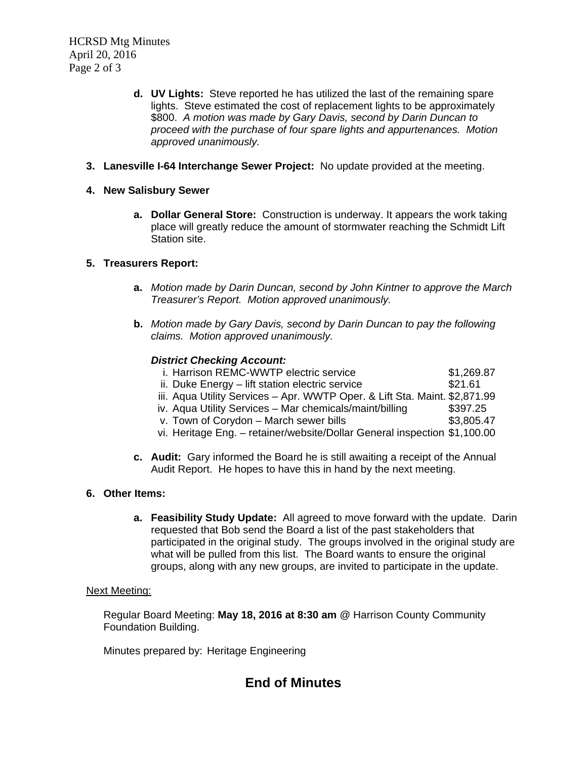d. **UV Lights:** Steve reported he has utilized the last of the remaining spare lights. Steve estimated the cost of replacement lights to be approximately $800. *A motion was made by Gary Davis, second by Darin Duncan to proceed with the purchase of four spare lights and appurtenances. Motion approved unanimously.*

3. **Lanesville I-64 Interchange Sewer Project:** No update provided at the meeting.

4. **New Salisbury Sewer**

   a. **Dollar General Store:** Construction is underway. It appears the work taking place will greatly reduce the amount of stormwater reaching the Schmidt Lift Station site.

5. **Treasurers Report:**

   a. *Motion made by Darin Duncan, second by John Kintner to approve the March Treasurer's Report. Motion approved unanimously.*

   b. *Motion made by Gary Davis, second by Darin Duncan to pay the following claims. Motion approved unanimously.*

   ***District Checking Account:***

   | | | |
   |---|---|---|
   | i. | Harrison REMC-WWTP electric service | $1,269.87 |
   | ii. | Duke Energy – lift station electric service | $21.61 |
   | iii. | Aqua Utility Services – Apr. WWTP Oper. & Lift Sta. Maint. | $2,871.99 |
   | iv. | Aqua Utility Services – Mar chemicals/maint/billing | $397.25 |
   | v. | Town of Corydon – March sewer bills | $3,805.47 |
   | vi. | Heritage Eng. – retainer/website/Dollar General inspection | $1,100.00 |

   c. **Audit:** Gary informed the Board he is still awaiting a receipt of the Annual Audit Report. He hopes to have this in hand by the next meeting.

6. **Other Items:**

   a. **Feasibility Study Update:** All agreed to move forward with the update. Darin requested that Bob send the Board a list of the past stakeholders that participated in the original study. The groups involved in the original study are what will be pulled from this list. The Board wants to ensure the original groups, along with any new groups, are invited to participate in the update.

Next Meeting:

Regular Board Meeting: **May 18, 2016 at 8:30 am** @ Harrison County Community Foundation Building.

Minutes prepared by: Heritage Engineering

## End of Minutes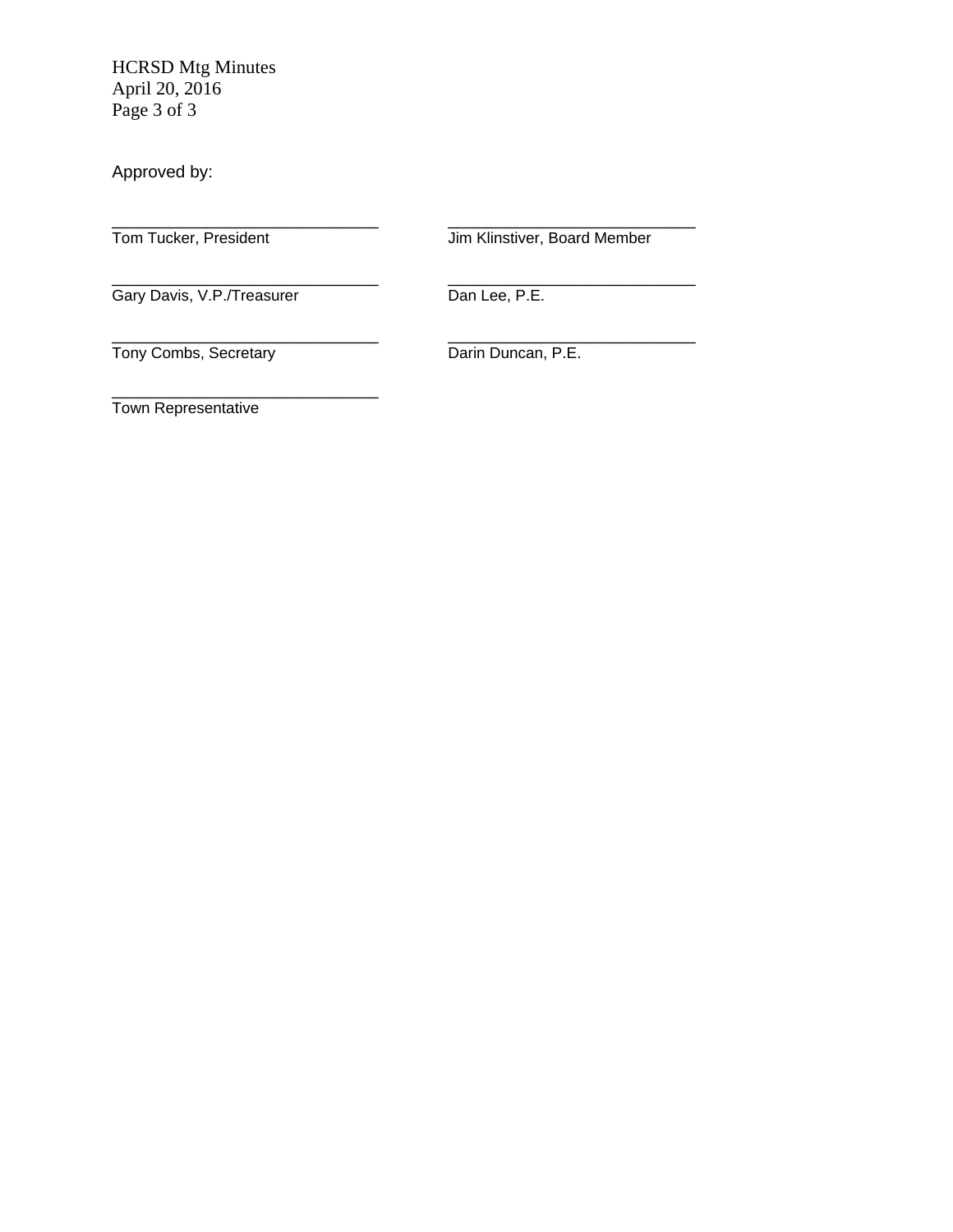Approved by:

| | |
|---|---|
| ______________________________ | ______________________________ |
| Tom Tucker, President | Jim Klinstiver, Board Member |
| ______________________________ | ______________________________ |
| Gary Davis, V.P./Treasurer | Dan Lee, P.E. |
| ______________________________ | ______________________________ |
| Tony Combs, Secretary | Darin Duncan, P.E. |
| ______________________________ | |
| Town Representative | |